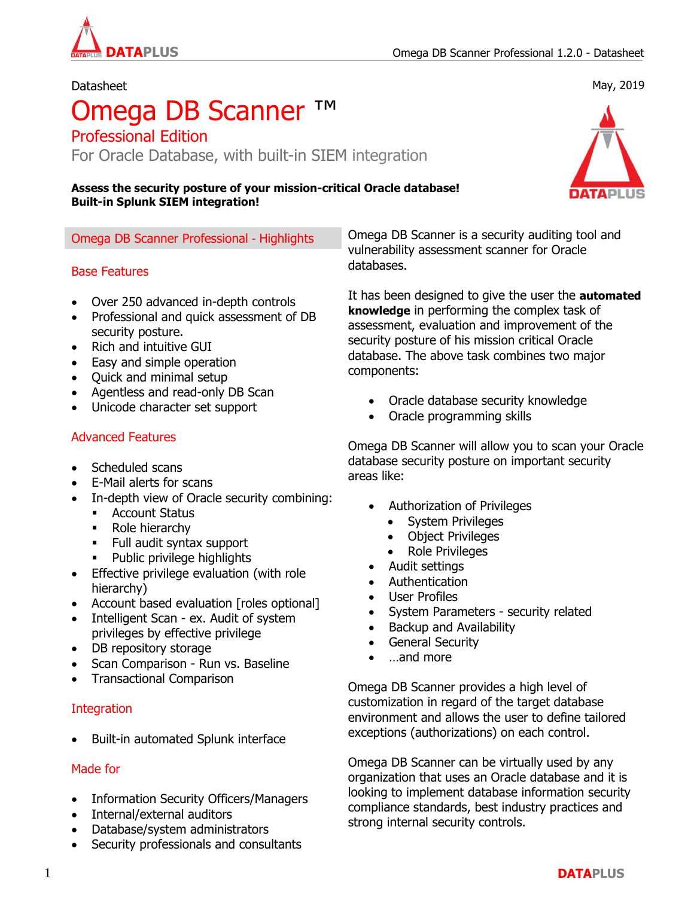Datasheet

May, 2019

# Omega DB Scanner ™

## Professional Edition

For Oracle Database, with built-in SIEM integration

**Assess the security posture of your mission-critical Oracle database!**
**Built-in Splunk SIEM integration!**

### Omega DB Scanner Professional - Highlights

#### Base Features

- Over 250 advanced in-depth controls
- Professional and quick assessment of DB security posture.
- Rich and intuitive GUI
- Easy and simple operation
- Quick and minimal setup
- Agentless and read-only DB Scan
- Unicode character set support

#### Advanced Features

- Scheduled scans
- E-Mail alerts for scans
- In-depth view of Oracle security combining:
  - Account Status
  - Role hierarchy
  - Full audit syntax support
  - Public privilege highlights
- Effective privilege evaluation (with role hierarchy)
- Account based evaluation [roles optional]
- Intelligent Scan - ex. Audit of system privileges by effective privilege
- DB repository storage
- Scan Comparison - Run vs. Baseline
- Transactional Comparison

#### Integration

- Built-in automated Splunk interface

#### Made for

- Information Security Officers/Managers
- Internal/external auditors
- Database/system administrators
- Security professionals and consultants

Omega DB Scanner is a security auditing tool and vulnerability assessment scanner for Oracle databases.

It has been designed to give the user the **automated knowledge** in performing the complex task of assessment, evaluation and improvement of the security posture of his mission critical Oracle database. The above task combines two major components:

- Oracle database security knowledge
- Oracle programming skills

Omega DB Scanner will allow you to scan your Oracle database security posture on important security areas like:

- Authorization of Privileges
  - System Privileges
  - Object Privileges
  - Role Privileges
- Audit settings
- Authentication
- User Profiles
- System Parameters - security related
- Backup and Availability
- General Security
- …and more

Omega DB Scanner provides a high level of customization in regard of the target database environment and allows the user to define tailored exceptions (authorizations) on each control.

Omega DB Scanner can be virtually used by any organization that uses an Oracle database and it is looking to implement database information security compliance standards, best industry practices and strong internal security controls.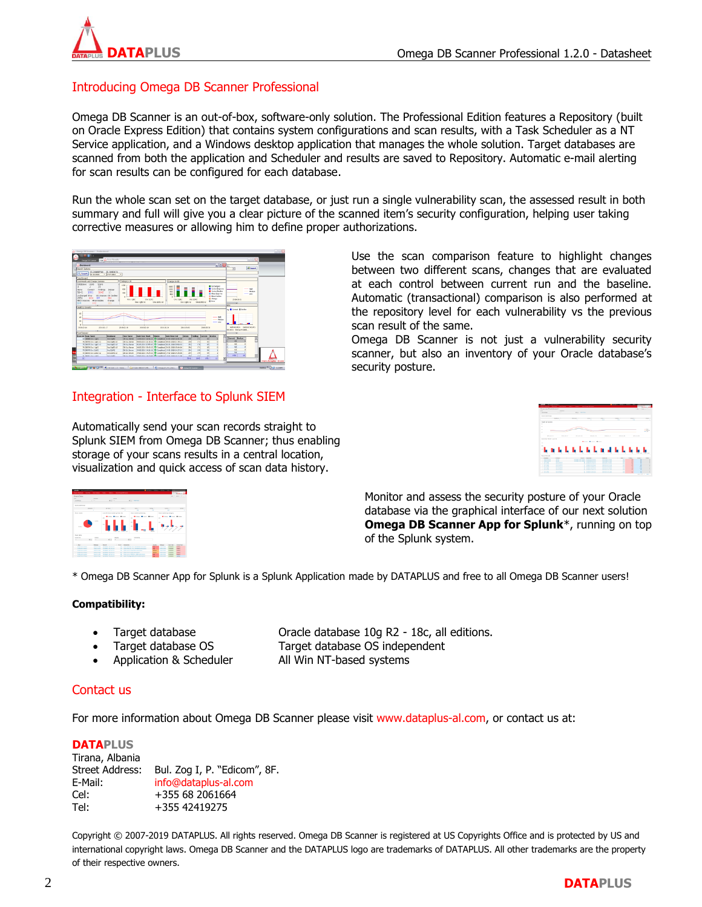## Introducing Omega DB Scanner Professional

Omega DB Scanner is an out-of-box, software-only solution. The Professional Edition features a Repository (built on Oracle Express Edition) that contains system configurations and scan results, with a Task Scheduler as a NT Service application, and a Windows desktop application that manages the whole solution. Target databases are scanned from both the application and Scheduler and results are saved to Repository. Automatic e-mail alerting for scan results can be configured for each database.

Run the whole scan set on the target database, or just run a single vulnerability scan, the assessed result in both summary and full will give you a clear picture of the scanned item's security configuration, helping user taking corrective measures or allowing him to define proper authorizations.

Use the scan comparison feature to highlight changes between two different scans, changes that are evaluated at each control between current run and the baseline. Automatic (transactional) comparison is also performed at the repository level for each vulnerability vs the previous scan result of the same.

Omega DB Scanner is not just a vulnerability security scanner, but also an inventory of your Oracle database's security posture.

## Integration - Interface to Splunk SIEM

Automatically send your scan records straight to Splunk SIEM from Omega DB Scanner; thus enabling storage of your scans results in a central location, visualization and quick access of scan data history.

Monitor and assess the security posture of your Oracle database via the graphical interface of our next solution **Omega DB Scanner App for Splunk***, running on top of the Splunk system.

\* Omega DB Scanner App for Splunk is a Splunk Application made by DATAPLUS and free to all Omega DB Scanner users!

**Compatibility:**

- Target database — Oracle database 10g R2 - 18c, all editions.
- Target database OS — Target database OS independent
- Application & Scheduler — All Win NT-based systems

## Contact us

For more information about Omega DB Scanner please visit www.dataplus-al.com, or contact us at:

**DATAPLUS**
Tirana, Albania
Street Address: Bul. Zog I, P. "Edicom", 8F.
E-Mail: info@dataplus-al.com
Cel: +355 68 2061664
Tel: +355 42419275

Copyright © 2007-2019 DATAPLUS. All rights reserved. Omega DB Scanner is registered at US Copyrights Office and is protected by US and international copyright laws. Omega DB Scanner and the DATAPLUS logo are trademarks of DATAPLUS. All other trademarks are the property of their respective owners.